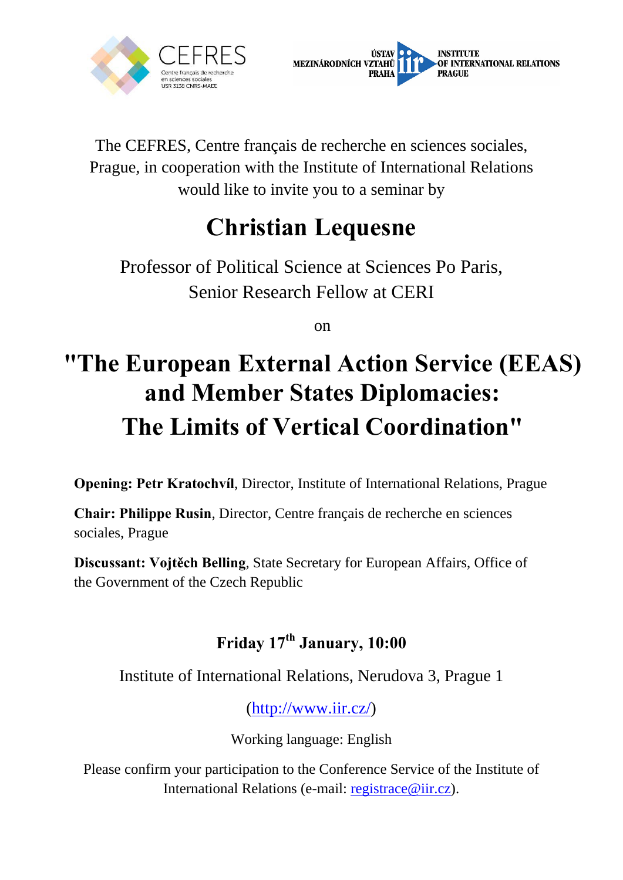CEFRES
Centre français de recherche en sciences sociales
USR 3138 CNRS-MAEE

ÚSTAV MEZINÁRODNÍCH VZTAHŮ PRAHA
INSTITUTE OF INTERNATIONAL RELATIONS PRAGUE

The CEFRES, Centre français de recherche en sciences sociales, Prague, in cooperation with the Institute of International Relations would like to invite you to a seminar by

# Christian Lequesne

Professor of Political Science at Sciences Po Paris,
Senior Research Fellow at CERI

on

# "The European External Action Service (EEAS) and Member States Diplomacies: The Limits of Vertical Coordination"

**Opening: Petr Kratochvíl**, Director, Institute of International Relations, Prague

**Chair: Philippe Rusin**, Director, Centre français de recherche en sciences sociales, Prague

**Discussant: Vojtěch Belling**, State Secretary for European Affairs, Office of the Government of the Czech Republic

## Friday 17th January, 10:00

Institute of International Relations, Nerudova 3, Prague 1

(http://www.iir.cz/)

Working language: English

Please confirm your participation to the Conference Service of the Institute of International Relations (e-mail: registrace@iir.cz).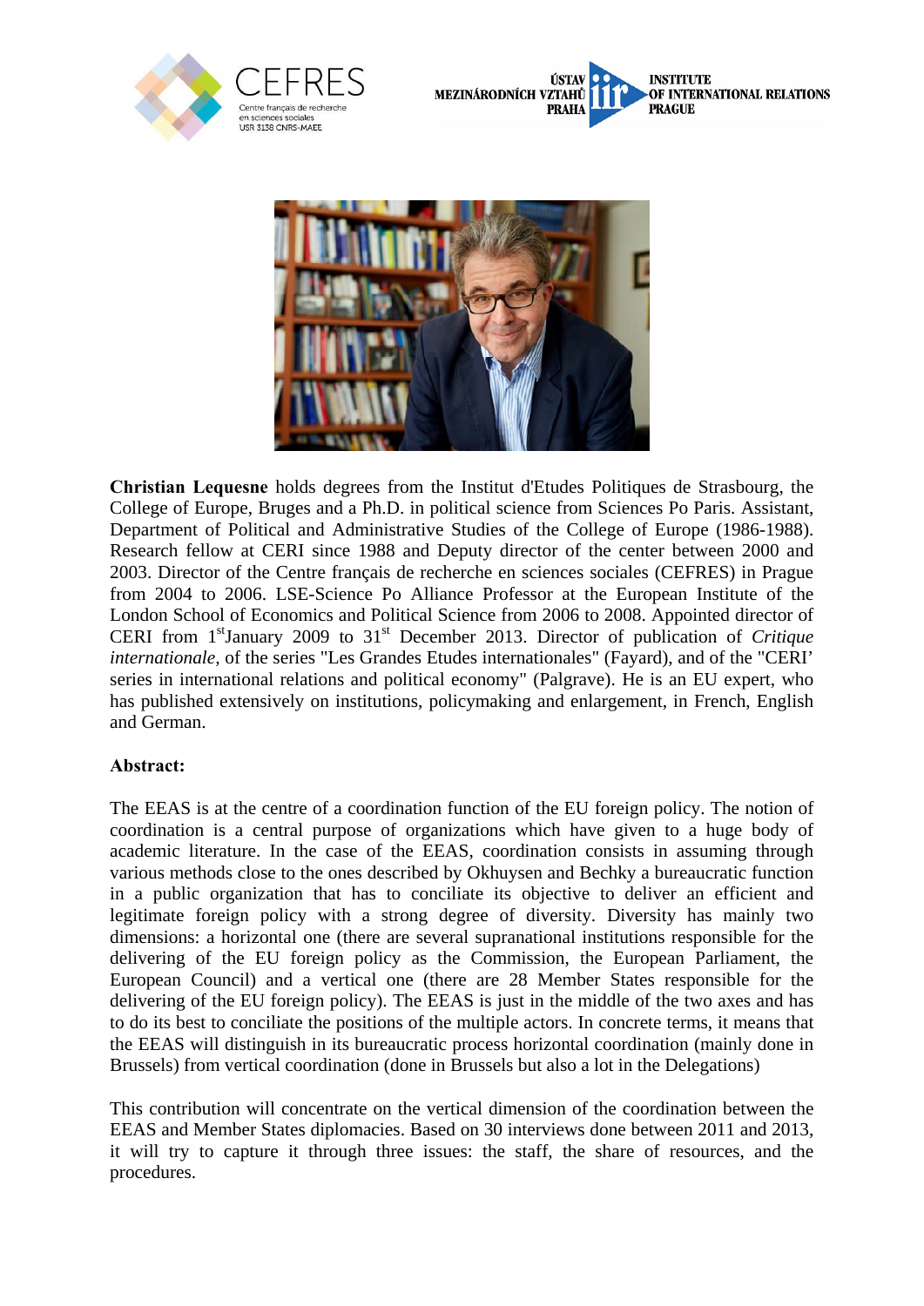**Christian Lequesne** holds degrees from the Institut d'Etudes Politiques de Strasbourg, the College of Europe, Bruges and a Ph.D. in political science from Sciences Po Paris. Assistant, Department of Political and Administrative Studies of the College of Europe (1986-1988). Research fellow at CERI since 1988 and Deputy director of the center between 2000 and 2003. Director of the Centre français de recherche en sciences sociales (CEFRES) in Prague from 2004 to 2006. LSE-Science Po Alliance Professor at the European Institute of the London School of Economics and Political Science from 2006 to 2008. Appointed director of CERI from 1st January 2009 to 31st December 2013. Director of publication of *Critique internationale*, of the series "Les Grandes Etudes internationales" (Fayard), and of the "CERI' series in international relations and political economy" (Palgrave). He is an EU expert, who has published extensively on institutions, policymaking and enlargement, in French, English and German.

**Abstract:**

The EEAS is at the centre of a coordination function of the EU foreign policy. The notion of coordination is a central purpose of organizations which have given to a huge body of academic literature. In the case of the EEAS, coordination consists in assuming through various methods close to the ones described by Okhuysen and Bechky a bureaucratic function in a public organization that has to conciliate its objective to deliver an efficient and legitimate foreign policy with a strong degree of diversity. Diversity has mainly two dimensions: a horizontal one (there are several supranational institutions responsible for the delivering of the EU foreign policy as the Commission, the European Parliament, the European Council) and a vertical one (there are 28 Member States responsible for the delivering of the EU foreign policy). The EEAS is just in the middle of the two axes and has to do its best to conciliate the positions of the multiple actors. In concrete terms, it means that the EEAS will distinguish in its bureaucratic process horizontal coordination (mainly done in Brussels) from vertical coordination (done in Brussels but also a lot in the Delegations)

This contribution will concentrate on the vertical dimension of the coordination between the EEAS and Member States diplomacies. Based on 30 interviews done between 2011 and 2013, it will try to capture it through three issues: the staff, the share of resources, and the procedures.